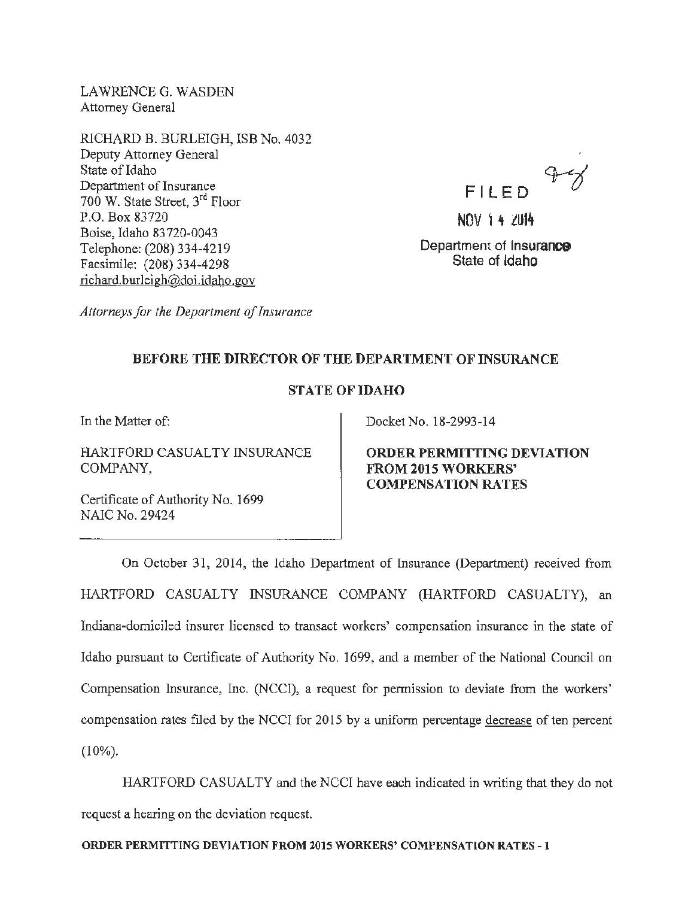LAWRENCE G. WASDEN
Attorney General

RICHARD B. BURLEIGH, ISB No. 4032
Deputy Attorney General
State of Idaho
Department of Insurance
700 W. State Street, 3rd Floor
P.O. Box 83720
Boise, Idaho 83720-0043
Telephone: (208) 334-4219
Facsimile: (208) 334-4298
richard.burleigh@doi.idaho.gov

*Attorneys for the Department of Insurance*

FILED

NOV 14 2014

Department of Insurance
State of Idaho

**BEFORE THE DIRECTOR OF THE DEPARTMENT OF INSURANCE**

**STATE OF IDAHO**

In the Matter of:

HARTFORD CASUALTY INSURANCE COMPANY,

Certificate of Authority No. 1699
NAIC No. 29424

Docket No. 18-2993-14

**ORDER PERMITTING DEVIATION FROM 2015 WORKERS' COMPENSATION RATES**

On October 31, 2014, the Idaho Department of Insurance (Department) received from HARTFORD CASUALTY INSURANCE COMPANY (HARTFORD CASUALTY), an Indiana-domiciled insurer licensed to transact workers' compensation insurance in the state of Idaho pursuant to Certificate of Authority No. 1699, and a member of the National Council on Compensation Insurance, Inc. (NCCI), a request for permission to deviate from the workers' compensation rates filed by the NCCI for 2015 by a uniform percentage decrease of ten percent (10%).

HARTFORD CASUALTY and the NCCI have each indicated in writing that they do not request a hearing on the deviation request.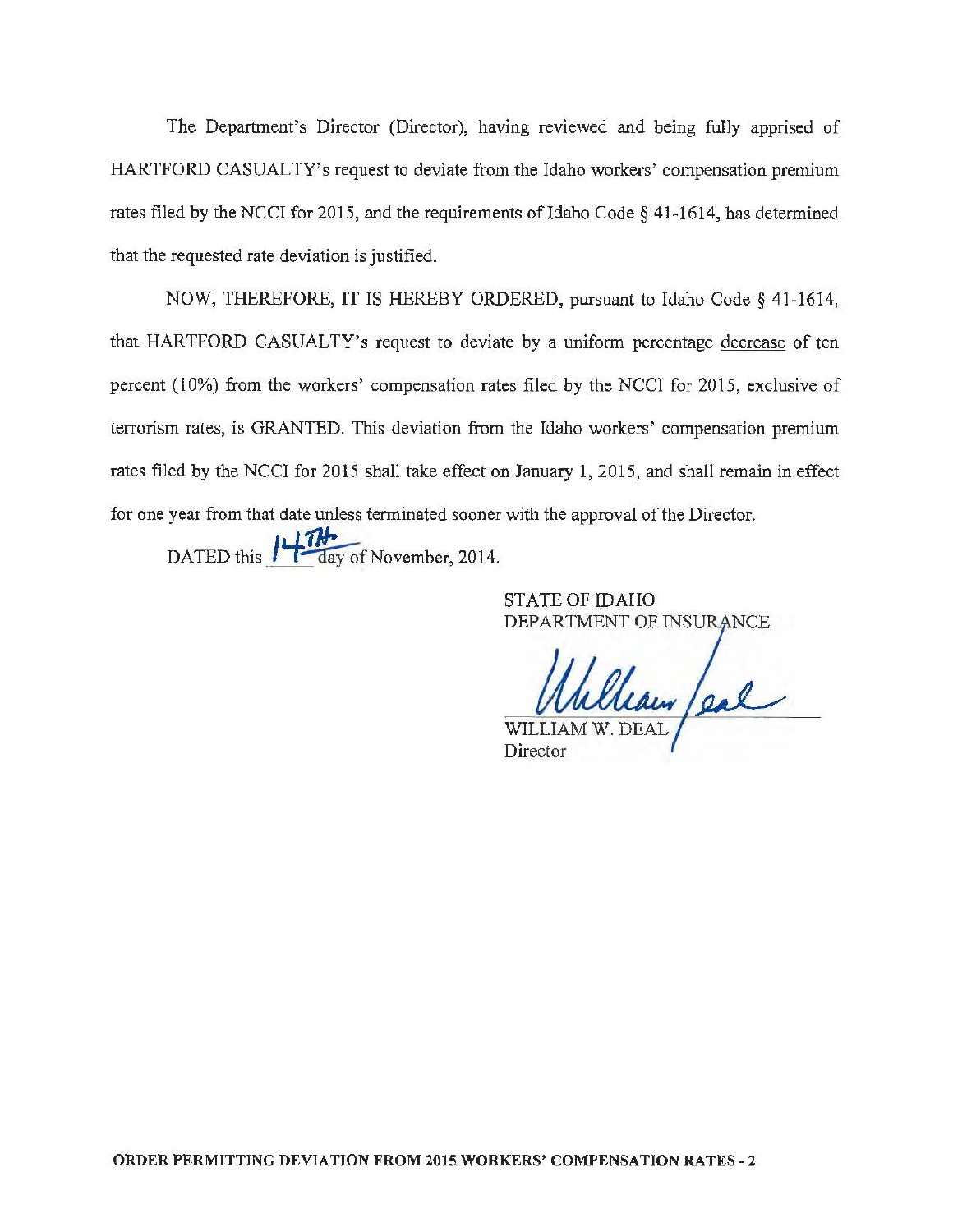The Department's Director (Director), having reviewed and being fully apprised of HARTFORD CASUALTY's request to deviate from the Idaho workers' compensation premium rates filed by the NCCI for 2015, and the requirements of Idaho Code § 41-1614, has determined that the requested rate deviation is justified.

NOW, THEREFORE, IT IS HEREBY ORDERED, pursuant to Idaho Code § 41-1614, that HARTFORD CASUALTY's request to deviate by a uniform percentage decrease of ten percent (10%) from the workers' compensation rates filed by the NCCI for 2015, exclusive of terrorism rates, is GRANTED. This deviation from the Idaho workers' compensation premium rates filed by the NCCI for 2015 shall take effect on January 1, 2015, and shall remain in effect for one year from that date unless terminated sooner with the approval of the Director.

DATED this 14TH day of November, 2014.

STATE OF IDAHO
DEPARTMENT OF INSURANCE

William Deal

WILLIAM W. DEAL
Director

**ORDER PERMITTING DEVIATION FROM 2015 WORKERS' COMPENSATION RATES - 2**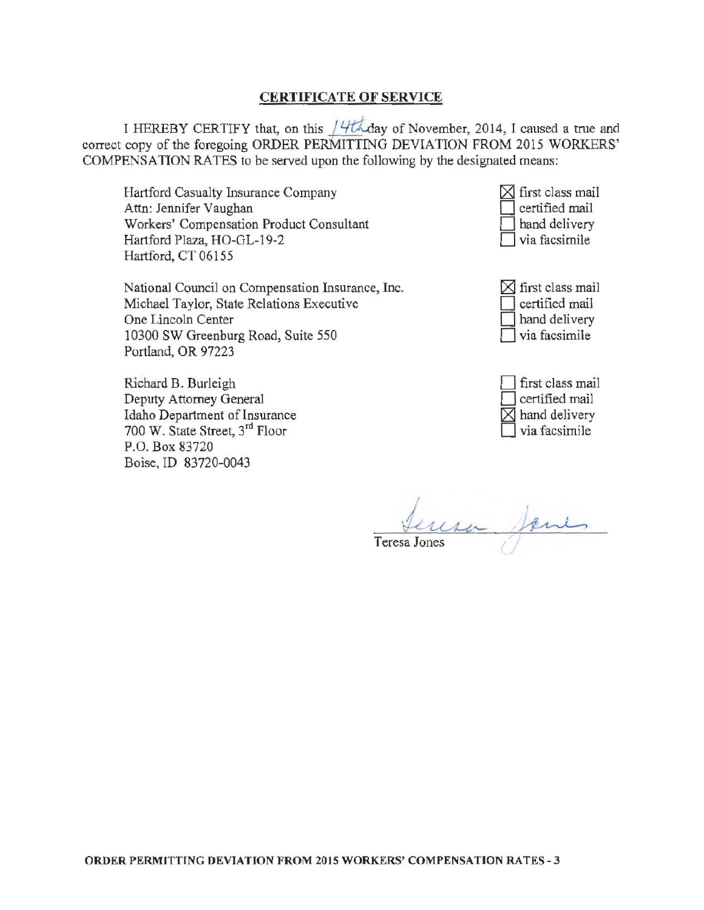**CERTIFICATE OF SERVICE**

I HEREBY CERTIFY that, on this 14th day of November, 2014, I caused a true and correct copy of the foregoing ORDER PERMITTING DEVIATION FROM 2015 WORKERS' COMPENSATION RATES to be served upon the following by the designated means:

| | |
|---|---|
| Hartford Casualty Insurance Company<br>Attn: Jennifer Vaughan<br>Workers' Compensation Product Consultant<br>Hartford Plaza, HO-GL-19-2<br>Hartford, CT 06155 | ☒ first class mail<br>☐ certified mail<br>☐ hand delivery<br>☐ via facsimile |
| National Council on Compensation Insurance, Inc.<br>Michael Taylor, State Relations Executive<br>One Lincoln Center<br>10300 SW Greenburg Road, Suite 550<br>Portland, OR 97223 | ☒ first class mail<br>☐ certified mail<br>☐ hand delivery<br>☐ via facsimile |
| Richard B. Burleigh<br>Deputy Attorney General<br>Idaho Department of Insurance<br>700 W. State Street, 3rd Floor<br>P.O. Box 83720<br>Boise, ID 83720-0043 | ☐ first class mail<br>☐ certified mail<br>☒ hand delivery<br>☐ via facsimile |

Teresa Jones